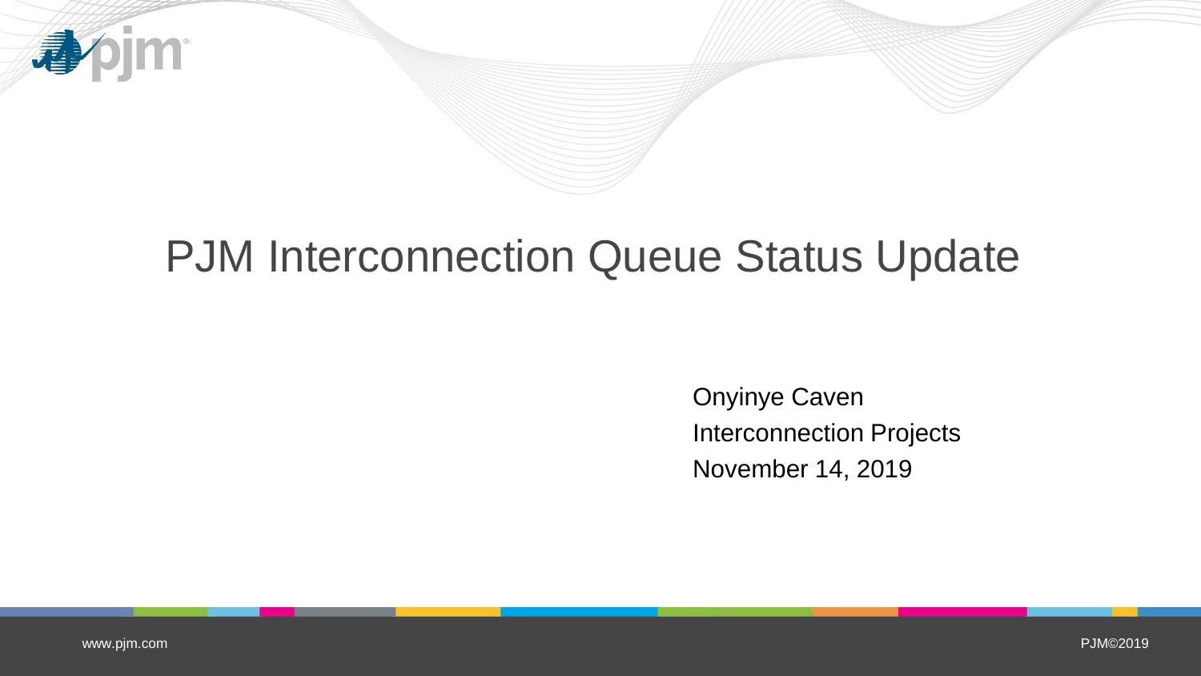# PJM Interconnection Queue Status Update

Onyinye Caven
Interconnection Projects
November 14, 2019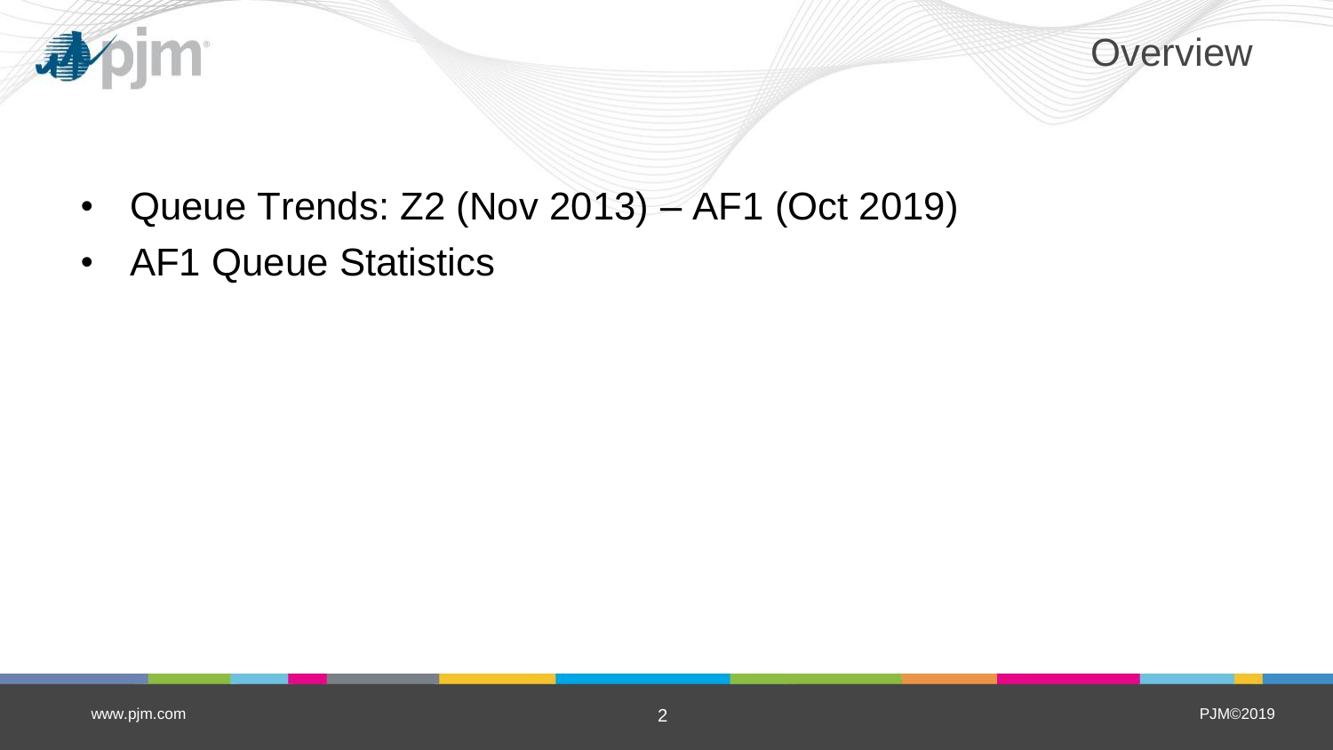# Overview

- Queue Trends: Z2 (Nov 2013) – AF1 (Oct 2019)
- AF1 Queue Statistics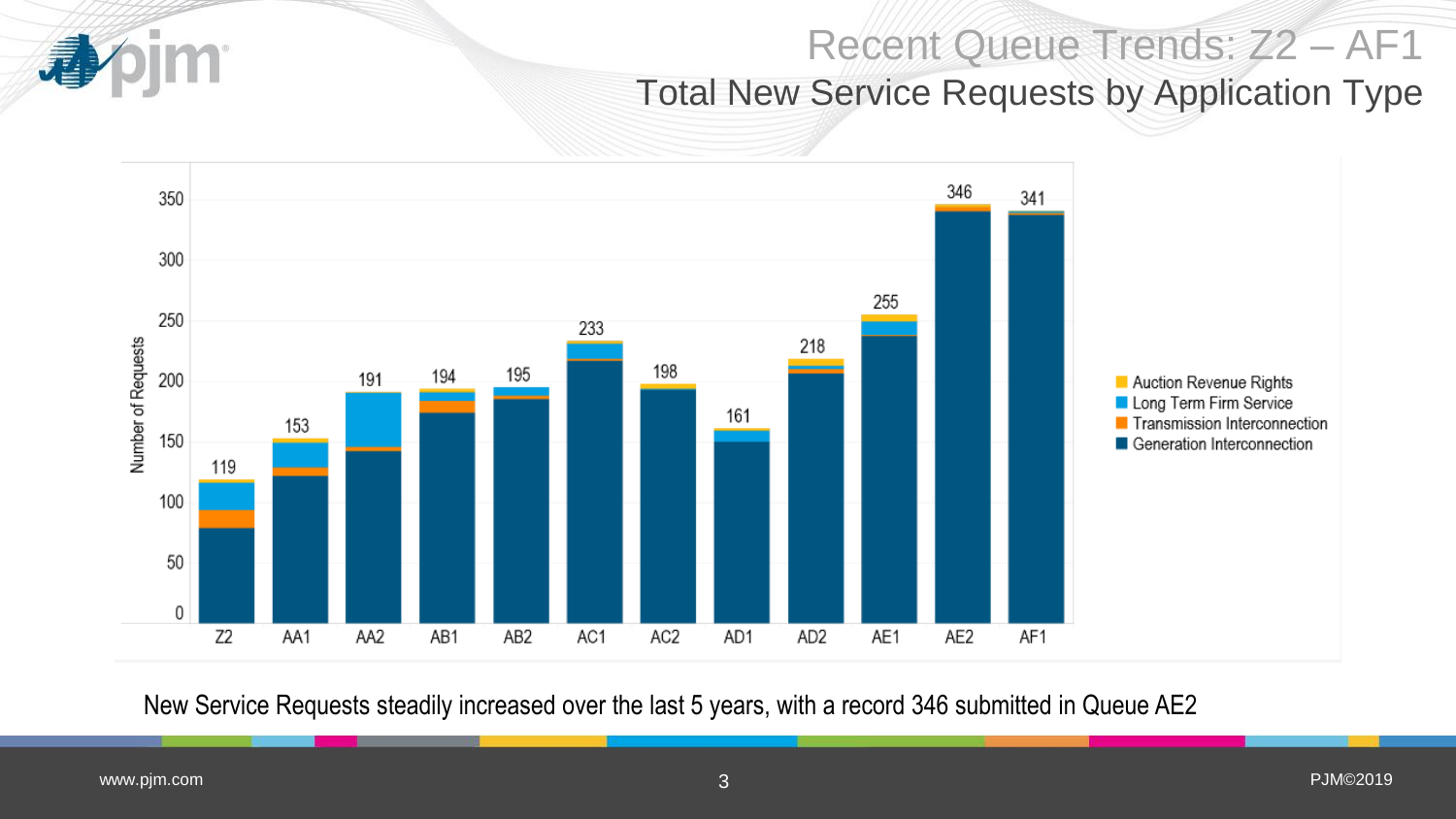# Recent Queue Trends: Z2 – AF1

## Total New Service Requests by Application Type

| Queue | Total Requests |
|---|---|
| Z2 | 119 |
| AA1 | 153 |
| AA2 | 191 |
| AB1 | 194 |
| AB2 | 195 |
| AC1 | 233 |
| AC2 | 198 |
| AD1 | 161 |
| AD2 | 218 |
| AE1 | 255 |
| AE2 | 346 |
| AF1 | 341 |

Number of Requests by application type: Auction Revenue Rights, Long Term Firm Service, Transmission Interconnection, Generation Interconnection

New Service Requests steadily increased over the last 5 years, with a record 346 submitted in Queue AE2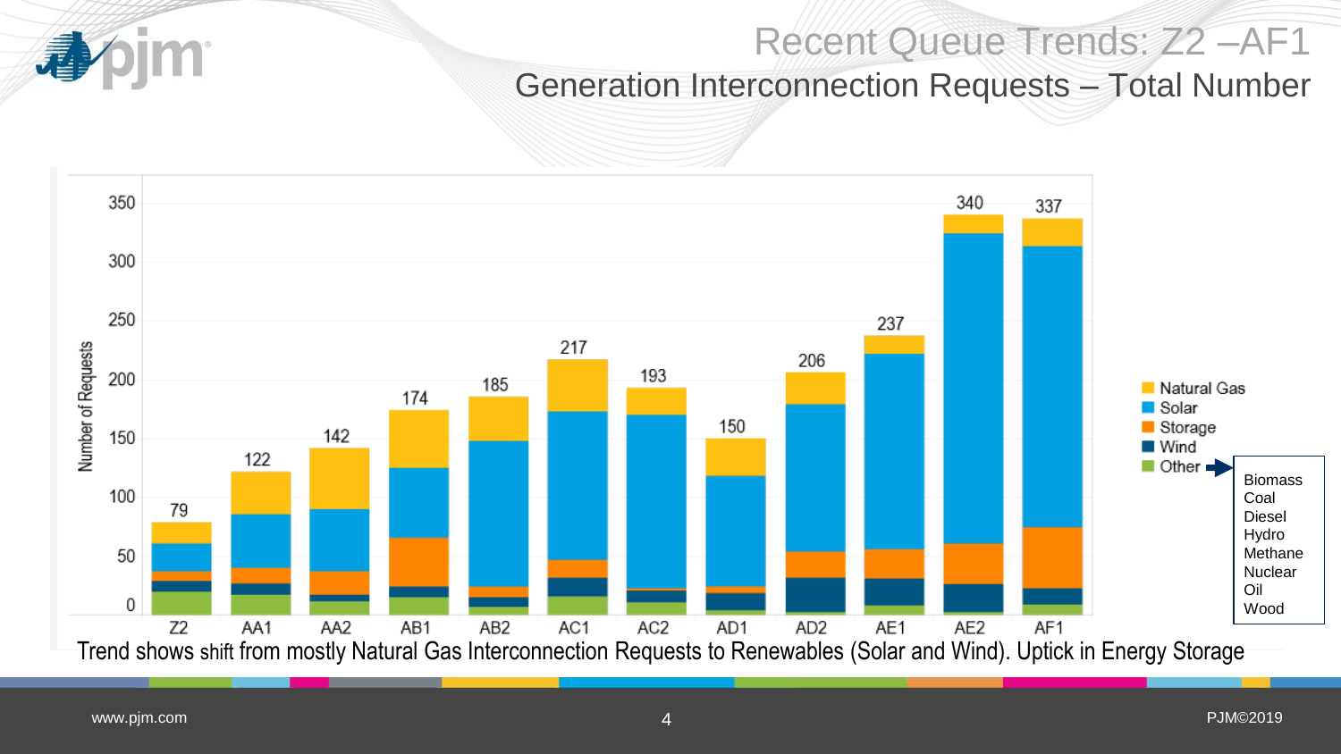# Recent Queue Trends: Z2 –AF1

## Generation Interconnection Requests – Total Number

| Queue | Total Number of Requests |
| --- | --- |
| Z2 | 79 |
| AA1 | 122 |
| AA2 | 142 |
| AB1 | 174 |
| AB2 | 185 |
| AC1 | 217 |
| AC2 | 193 |
| AD1 | 150 |
| AD2 | 206 |
| AE1 | 237 |
| AE2 | 340 |
| AF1 | 337 |

Legend: Natural Gas, Solar, Storage, Wind, Other (Biomass, Coal, Diesel, Hydro, Methane, Nuclear, Oil, Wood)

Trend shows shift from mostly Natural Gas Interconnection Requests to Renewables (Solar and Wind). Uptick in Energy Storage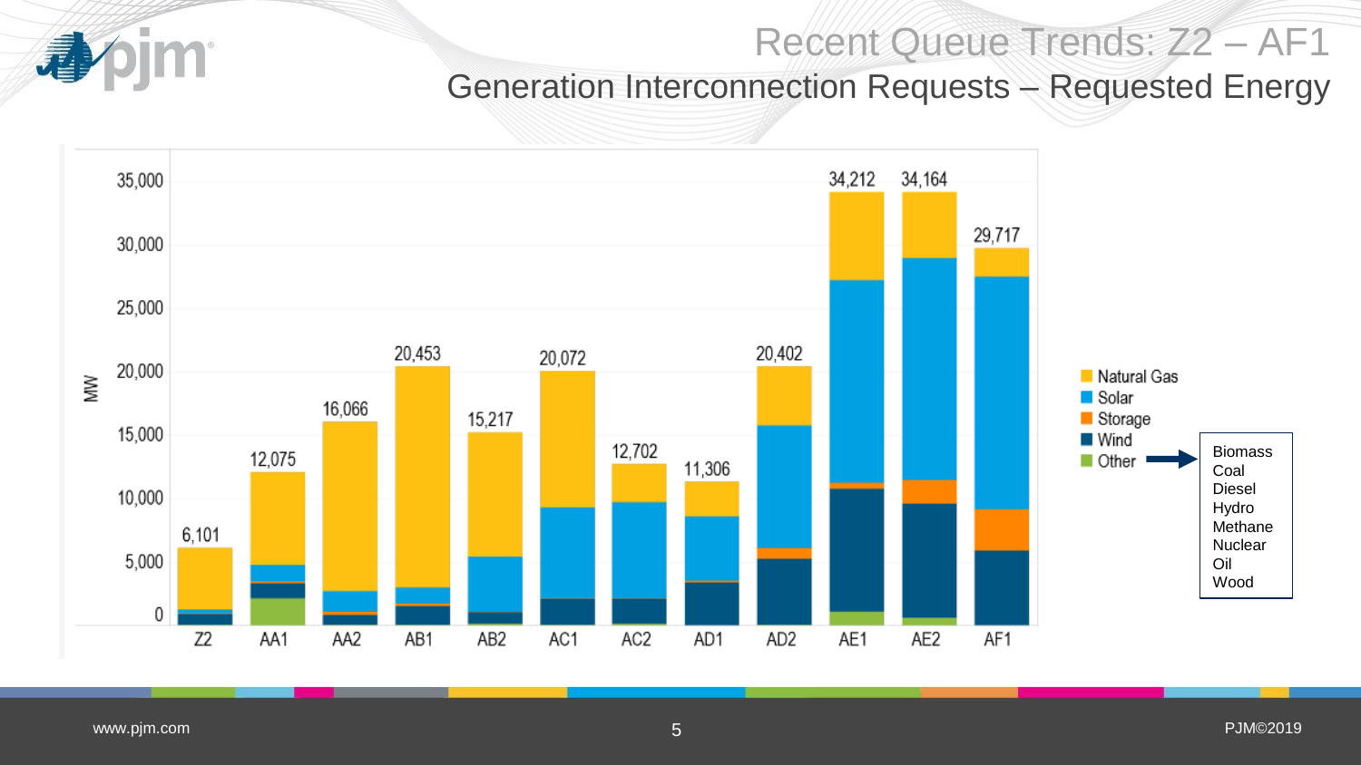# Recent Queue Trends: Z2 – AF1

## Generation Interconnection Requests – Requested Energy

MW

| Queue | Total (MW) |
| --- | --- |
| Z2 | 6,101 |
| AA1 | 12,075 |
| AA2 | 16,066 |
| AB1 | 20,453 |
| AB2 | 15,217 |
| AC1 | 20,072 |
| AC2 | 12,702 |
| AD1 | 11,306 |
| AD2 | 20,402 |
| AE1 | 34,212 |
| AE2 | 34,164 |
| AF1 | 29,717 |

Legend: Natural Gas, Solar, Storage, Wind, Other

Other:
- Biomass
- Coal
- Diesel
- Hydro
- Methane
- Nuclear
- Oil
- Wood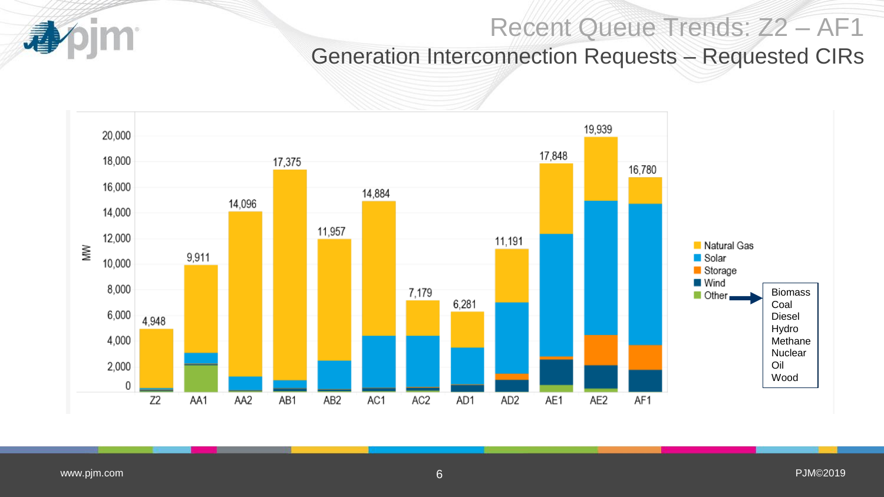# Recent Queue Trends: Z2 – AF1

## Generation Interconnection Requests – Requested CIRs

MW

| Queue | Total (MW) |
|---|---|
| Z2 | 4,948 |
| AA1 | 9,911 |
| AA2 | 14,096 |
| AB1 | 17,375 |
| AB2 | 11,957 |
| AC1 | 14,884 |
| AC2 | 7,179 |
| AD1 | 6,281 |
| AD2 | 11,191 |
| AE1 | 17,848 |
| AE2 | 19,939 |
| AF1 | 16,780 |

Legend: Natural Gas, Solar, Storage, Wind, Other

Other: Biomass, Coal, Diesel, Hydro, Methane, Nuclear, Oil, Wood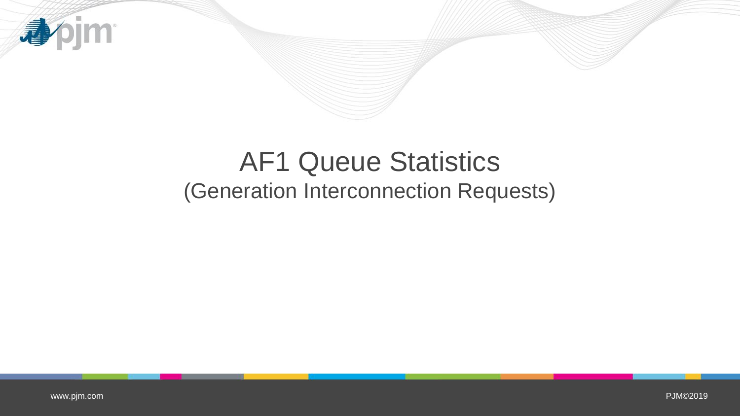# AF1 Queue Statistics

## (Generation Interconnection Requests)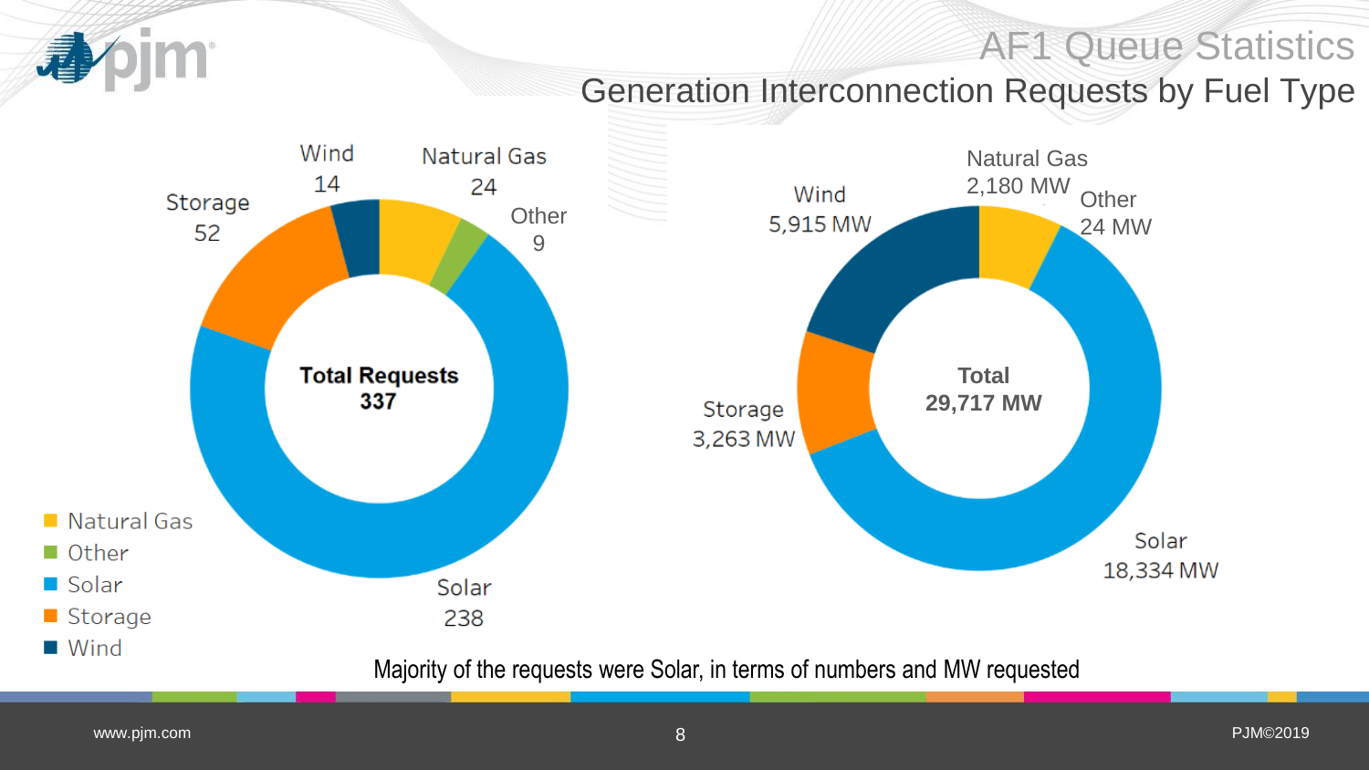# AF1 Queue Statistics

## Generation Interconnection Requests by Fuel Type

| Fuel Type | Number of Requests | MW |
| --- | --- | --- |
| Natural Gas | 24 | 2,180 MW |
| Other | 9 | 24 MW |
| Solar | 238 | 18,334 MW |
| Storage | 52 | 3,263 MW |
| Wind | 14 | 5,915 MW |
| **Total** | **337** | **29,717 MW** |

Majority of the requests were Solar, in terms of numbers and MW requested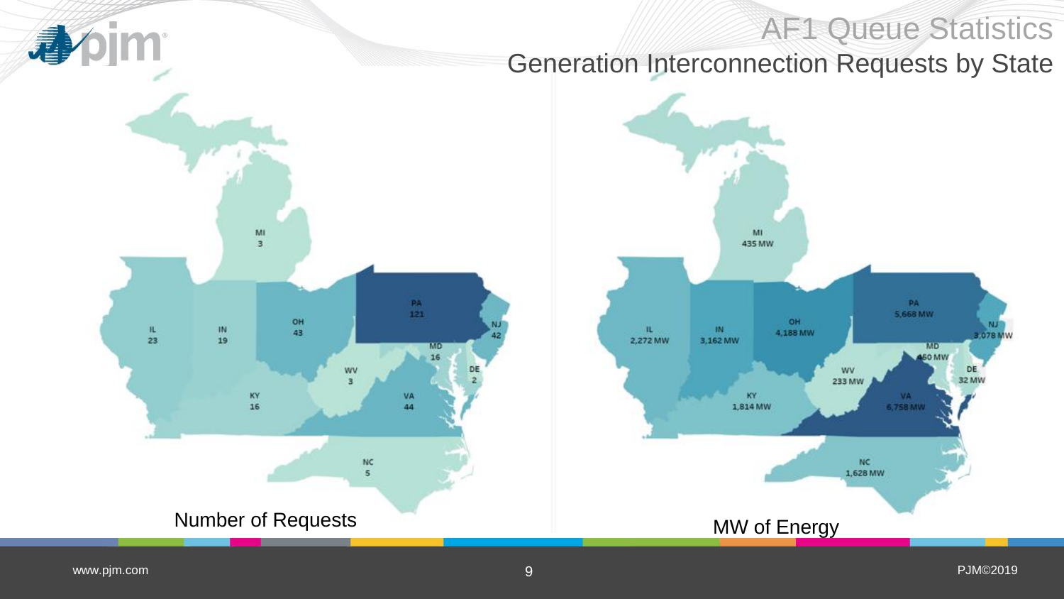# AF1 Queue Statistics

## Generation Interconnection Requests by State

| State | Number of Requests | MW of Energy |
| --- | --- | --- |
| MI | 3 | 435 MW |
| IL | 23 | 2,272 MW |
| IN | 19 | 3,162 MW |
| OH | 43 | 4,188 MW |
| PA | 121 | 5,668 MW |
| NJ | 42 | 3,078 MW |
| MD | 16 | 450 MW |
| DE | 2 | 32 MW |
| WV | 3 | 233 MW |
| KY | 16 | 1,814 MW |
| VA | 44 | 6,758 MW |
| NC | 5 | 1,628 MW |

Number of Requests

MW of Energy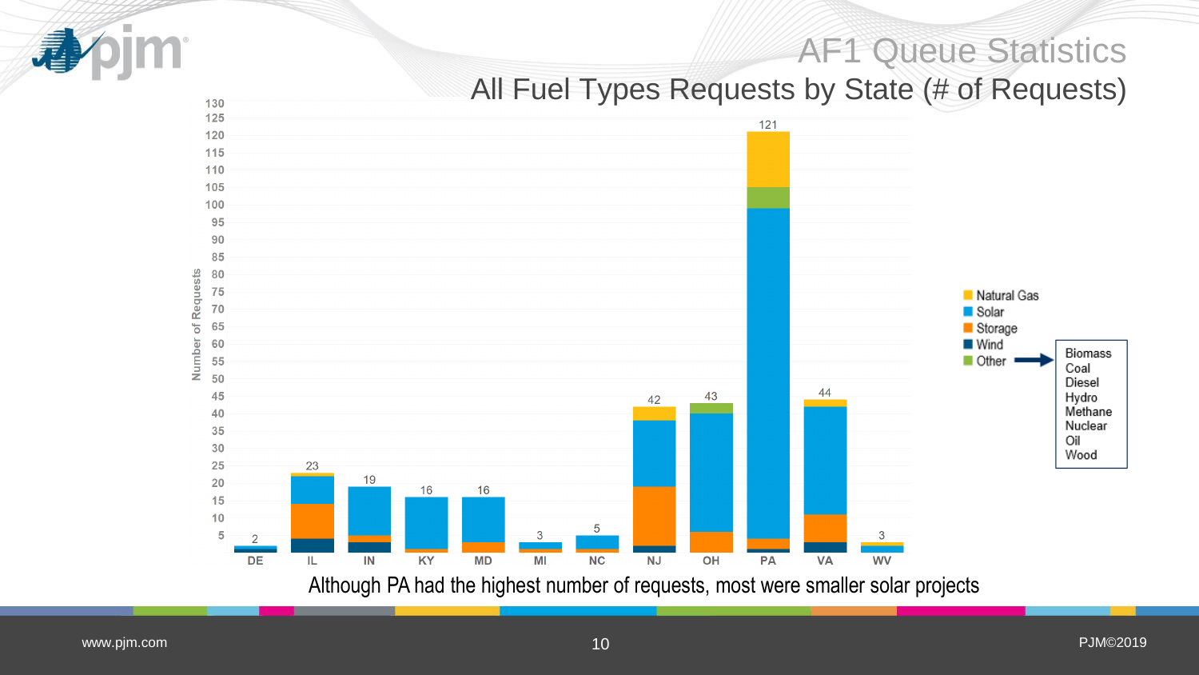# AF1 Queue Statistics

## All Fuel Types Requests by State (# of Requests)

| State | Total Requests |
|---|---|
| DE | 2 |
| IL | 23 |
| IN | 19 |
| KY | 16 |
| MD | 16 |
| MI | 3 |
| NC | 5 |
| NJ | 42 |
| OH | 43 |
| PA | 121 |
| VA | 44 |
| WV | 3 |

Legend: Natural Gas, Solar, Storage, Wind, Other (Biomass, Coal, Diesel, Hydro, Methane, Nuclear, Oil, Wood)

Although PA had the highest number of requests, most were smaller solar projects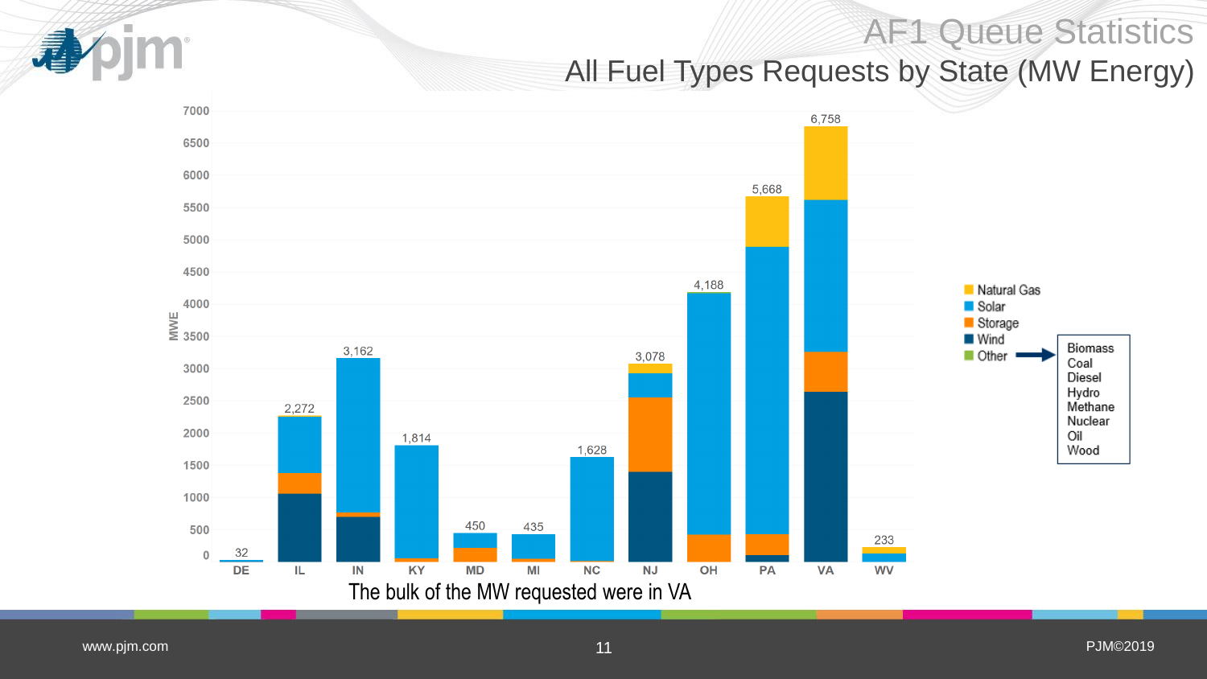# AF1 Queue Statistics

## All Fuel Types Requests by State (MW Energy)

| State | Total MWE |
|---|---|
| DE | 32 |
| IL | 2,272 |
| IN | 3,162 |
| KY | 1,814 |
| MD | 450 |
| MI | 435 |
| NC | 1,628 |
| NJ | 3,078 |
| OH | 4,188 |
| PA | 5,668 |
| VA | 6,758 |
| WV | 233 |

Legend: Natural Gas, Solar, Storage, Wind, Other

Other: Biomass, Coal, Diesel, Hydro, Methane, Nuclear, Oil, Wood

The bulk of the MW requested were in VA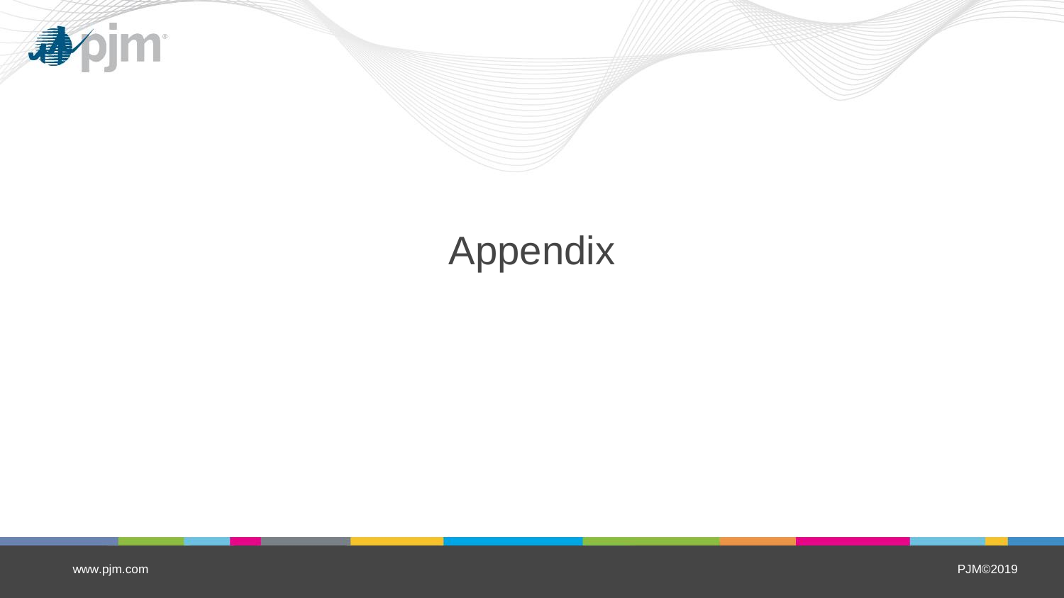# Appendix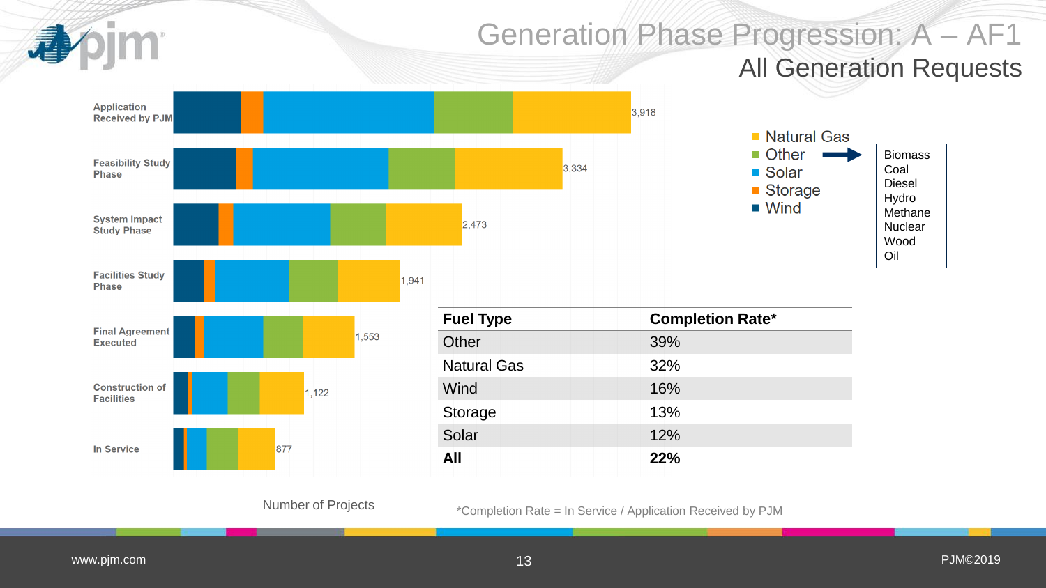# Generation Phase Progression: A – AF1

## All Generation Requests

| Phase | Number of Projects |
|---|---|
| Application Received by PJM | 3,918 |
| Feasibility Study Phase | 3,334 |
| System Impact Study Phase | 2,473 |
| Facilities Study Phase | 1,941 |
| Final Agreement Executed | 1,553 |
| Construction of Facilities | 1,122 |
| In Service | 877 |

Number of Projects

- Natural Gas
- Other → Biomass, Coal, Diesel, Hydro, Methane, Nuclear, Wood, Oil
- Solar
- Storage
- Wind

| Fuel Type | Completion Rate* |
|---|---|
| Other | 39% |
| Natural Gas | 32% |
| Wind | 16% |
| Storage | 13% |
| Solar | 12% |
| **All** | **22%** |

*Completion Rate = In Service / Application Received by PJM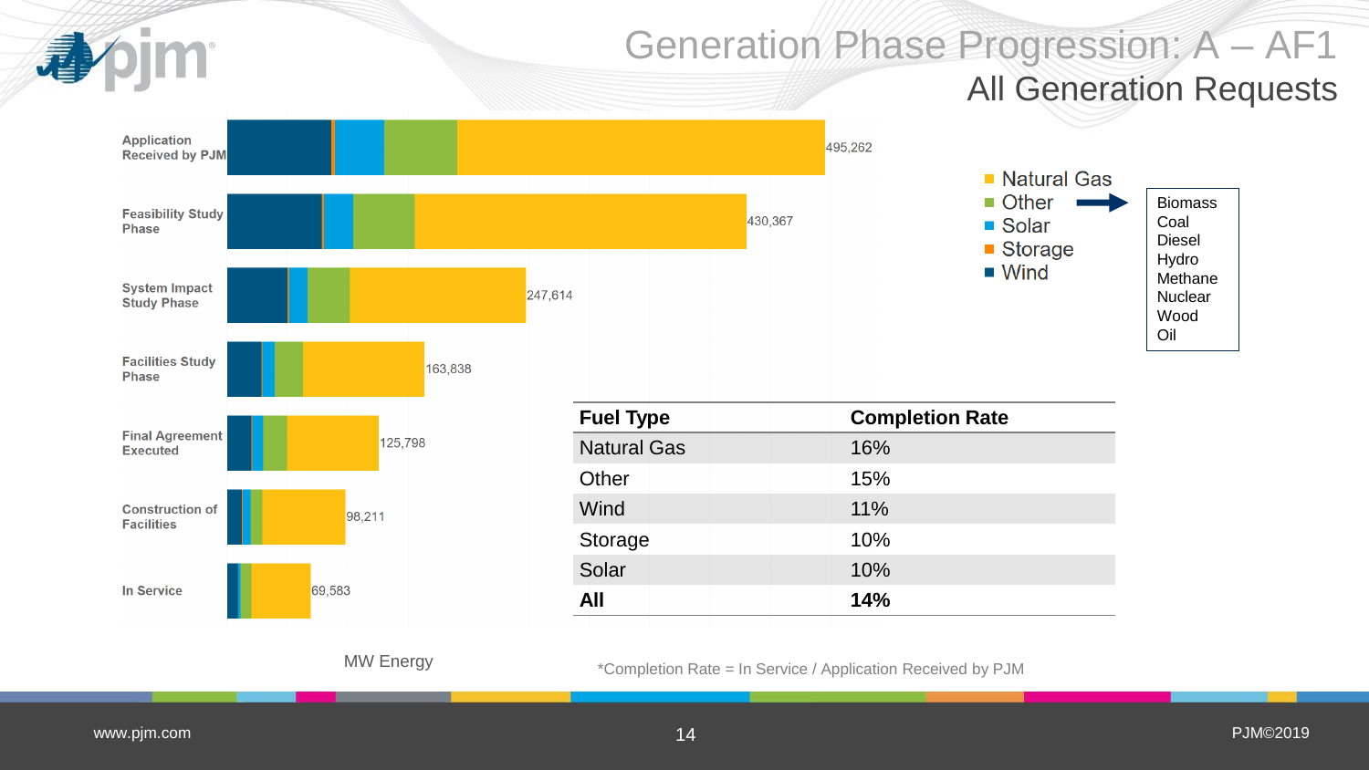# Generation Phase Progression: A – AF1

## All Generation Requests

| Phase | MW Energy |
|---|---|
| Application Received by PJM | 495,262 |
| Feasibility Study Phase | 430,367 |
| System Impact Study Phase | 247,614 |
| Facilities Study Phase | 163,838 |
| Final Agreement Executed | 125,798 |
| Construction of Facilities | 98,211 |
| In Service | 69,583 |

MW Energy

- Natural Gas
- Other → Biomass, Coal, Diesel, Hydro, Methane, Nuclear, Wood, Oil
- Solar
- Storage
- Wind

| Fuel Type | Completion Rate |
|---|---|
| Natural Gas | 16% |
| Other | 15% |
| Wind | 11% |
| Storage | 10% |
| Solar | 10% |
| **All** | **14%** |

*Completion Rate = In Service / Application Received by PJM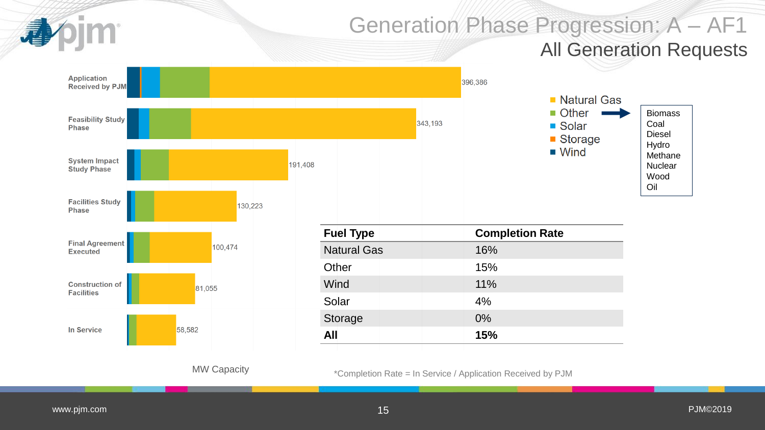# Generation Phase Progression: A – AF1

## All Generation Requests

| Phase | MW Capacity |
|---|---|
| Application Received by PJM | 396,386 |
| Feasibility Study Phase | 343,193 |
| System Impact Study Phase | 191,408 |
| Facilities Study Phase | 130,223 |
| Final Agreement Executed | 100,474 |
| Construction of Facilities | 81,055 |
| In Service | 58,582 |

MW Capacity

Legend: Natural Gas, Other, Solar, Storage, Wind

Other → Biomass, Coal, Diesel, Hydro, Methane, Nuclear, Wood, Oil

| Fuel Type | Completion Rate |
|---|---|
| Natural Gas | 16% |
| Other | 15% |
| Wind | 11% |
| Solar | 4% |
| Storage | 0% |
| **All** | **15%** |

*Completion Rate = In Service / Application Received by PJM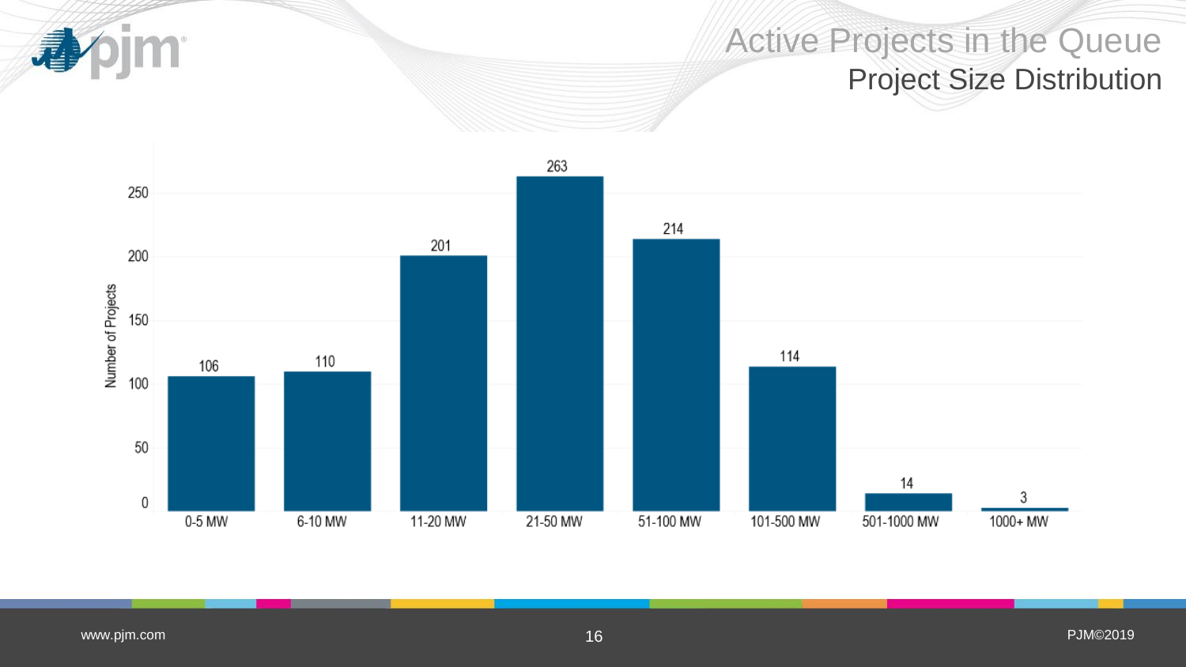# Active Projects in the Queue

## Project Size Distribution

| Project Size | Number of Projects |
|---|---|
| 0-5 MW | 106 |
| 6-10 MW | 110 |
| 11-20 MW | 201 |
| 21-50 MW | 263 |
| 51-100 MW | 214 |
| 101-500 MW | 114 |
| 501-1000 MW | 14 |
| 1000+ MW | 3 |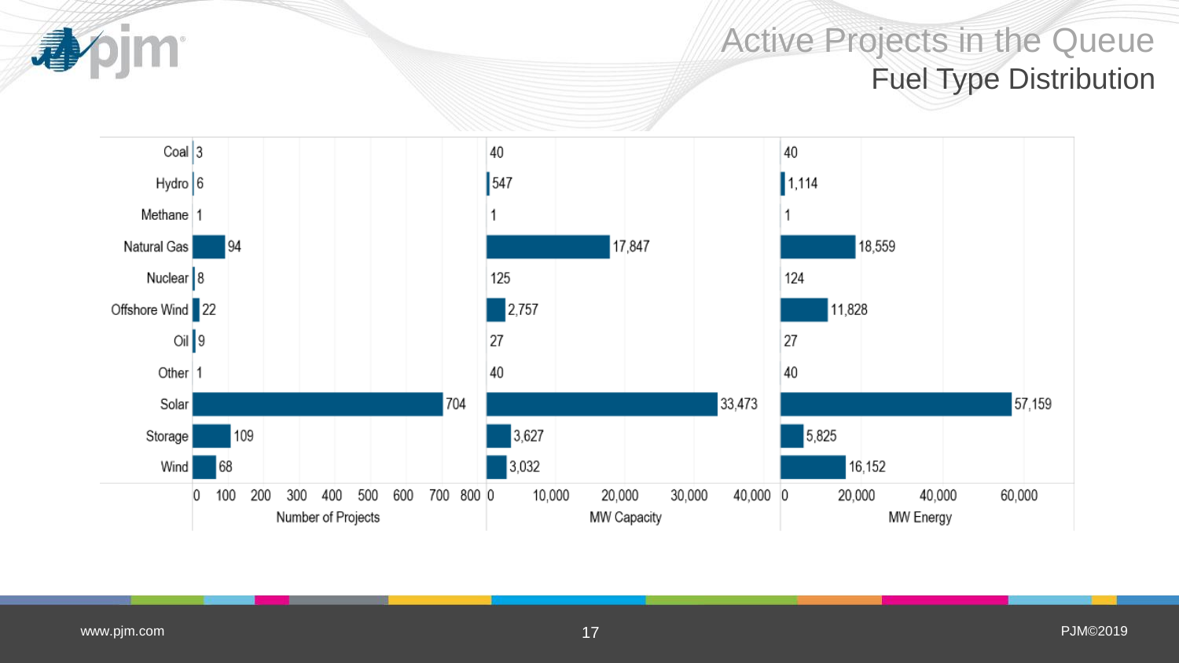# Active Projects in the Queue

## Fuel Type Distribution

| Fuel Type | Number of Projects | MW Capacity | MW Energy |
|---|---|---|---|
| Coal | 3 | 40 | 40 |
| Hydro | 6 | 547 | 1,114 |
| Methane | 1 | 1 | 1 |
| Natural Gas | 94 | 17,847 | 18,559 |
| Nuclear | 8 | 125 | 124 |
| Offshore Wind | 22 | 2,757 | 11,828 |
| Oil | 9 | 27 | 27 |
| Other | 1 | 40 | 40 |
| Solar | 704 | 33,473 | 57,159 |
| Storage | 109 | 3,627 | 5,825 |
| Wind | 68 | 3,032 | 16,152 |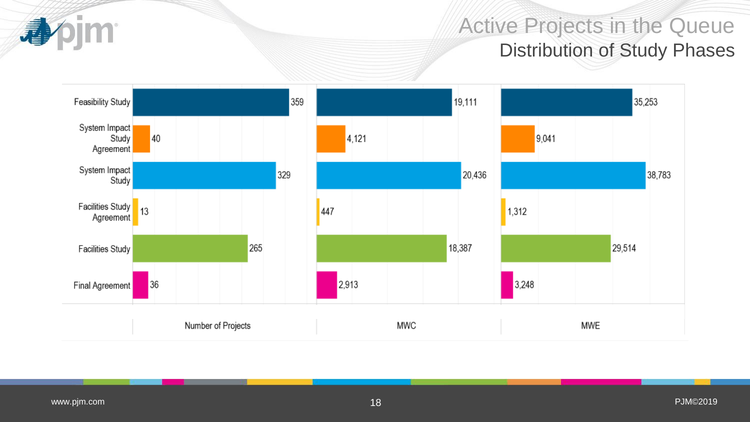# Active Projects in the Queue

## Distribution of Study Phases

| | Number of Projects | MWC | MWE |
| --- | --- | --- | --- |
| Feasibility Study | 359 | 19,111 | 35,253 |
| System Impact Study Agreement | 40 | 4,121 | 9,041 |
| System Impact Study | 329 | 20,436 | 38,783 |
| Facilities Study Agreement | 13 | 447 | 1,312 |
| Facilities Study | 265 | 18,387 | 29,514 |
| Final Agreement | 36 | 2,913 | 3,248 |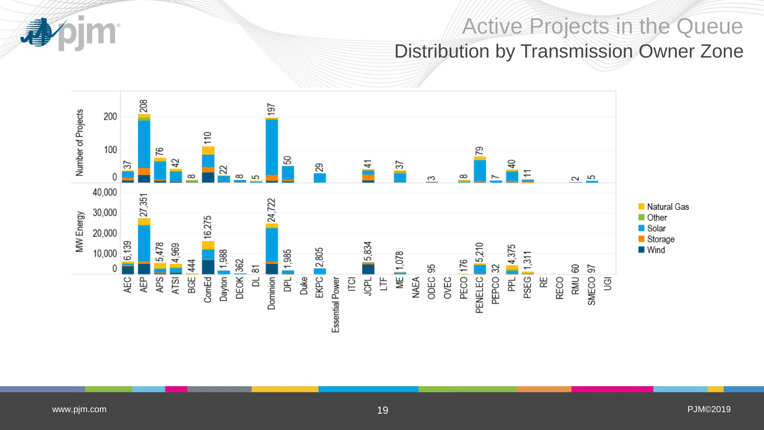# Active Projects in the Queue

## Distribution by Transmission Owner Zone

Number of Projects

200
100
0

MW Energy

40,000
30,000
20,000
10,000
0

Number of Projects: AEC 37, AEP 208, APS 76, ATSI 42, BGE 8, ComEd 110, Dayton 22, DEOK 8, DL 5, Dominion 197, DPL 50, EKPC 29, JCPL 41, ME 37, ODEC 3, PECO 8, PENELEC 79, PEPCO 7, PPL 40, PSEG 11, RMU 2, SMECO 5

MW Energy: AEC 6,139, AEP 27,351, APS 5,478, ATSI 4,969, BGE 444, ComEd 16,275, Dayton 1,988, DEOK 362, DL 81, Dominion 24,722, DPL 1,985, EKPC 2,805, JCPL 5,834, ME 1,078, ODEC 95, PECO 176, PENELEC 5,210, PEPCO 32, PPL 4,375, PSEG 1,311, RMU 60, SMECO 97

AEC, AEP, APS, ATSI, BGE, ComEd, Dayton, DEOK, DL, Dominion, DPL, Duke, EKPC, Essential Power, ITCI, JCPL, LTF, ME, NAEA, ODEC, OVEC, PECO, PENELEC, PEPCO, PPL, PSEG, RE, RECO, RMU, SMECO, UGI

Natural Gas
Other
Solar
Storage
Wind